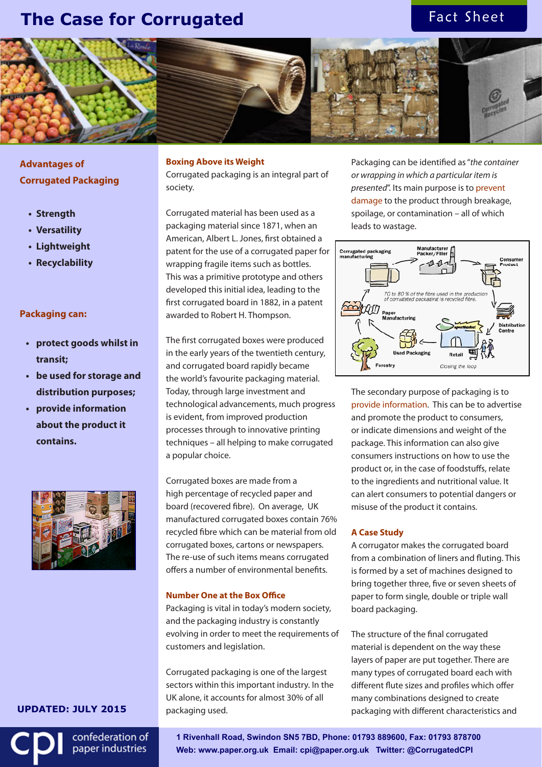# The Case for Corrugated

Fact Sheet

## Advantages of Corrugated Packaging

- **Strength**
- **Versatility**
- **Lightweight**
- **Recyclability**

## Packaging can:

- **protect goods whilst in transit;**
- **be used for storage and distribution purposes;**
- **provide information about the product it contains.**

**UPDATED: JULY 2015**

### Boxing Above its Weight

Corrugated packaging is an integral part of society.

Corrugated material has been used as a packaging material since 1871, when an American, Albert L. Jones, first obtained a patent for the use of a corrugated paper for wrapping fragile items such as bottles. This was a primitive prototype and others developed this initial idea, leading to the first corrugated board in 1882, in a patent awarded to Robert H. Thompson.

The first corrugated boxes were produced in the early years of the twentieth century, and corrugated board rapidly became the world's favourite packaging material. Today, through large investment and technological advancements, much progress is evident, from improved production processes through to innovative printing techniques – all helping to make corrugated a popular choice.

Corrugated boxes are made from a high percentage of recycled paper and board (recovered fibre). On average, UK manufactured corrugated boxes contain 76% recycled fibre which can be material from old corrugated boxes, cartons or newspapers. The re-use of such items means corrugated offers a number of environmental benefits.

### Number One at the Box Office

Packaging is vital in today's modern society, and the packaging industry is constantly evolving in order to meet the requirements of customers and legislation.

Corrugated packaging is one of the largest sectors within this important industry. In the UK alone, it accounts for almost 30% of all packaging used.

Packaging can be identified as "*the container or wrapping in which a particular item is presented*". Its main purpose is to prevent damage to the product through breakage, spoilage, or contamination – all of which leads to wastage.

Corrugated packaging manufacturing → Manufacturer Packer/Filler → Consumer Product → Distribution Centre → Retail → Used Packaging → Paper Manufacturing; Forestry → Paper Manufacturing

70 to 80 % of the fibre used in the production of corrugated packaging is recycled fibre.

Closing the loop

The secondary purpose of packaging is to provide information. This can be to advertise and promote the product to consumers, or indicate dimensions and weight of the package. This information can also give consumers instructions on how to use the product or, in the case of foodstuffs, relate to the ingredients and nutritional value. It can alert consumers to potential dangers or misuse of the product it contains.

### A Case Study

A corrugator makes the corrugated board from a combination of liners and fluting. This is formed by a set of machines designed to bring together three, five or seven sheets of paper to form single, double or triple wall board packaging.

The structure of the final corrugated material is dependent on the way these layers of paper are put together. There are many types of corrugated board each with different flute sizes and profiles which offer many combinations designed to create packaging with different characteristics and

confederation of paper industries

**1 Rivenhall Road, Swindon SN5 7BD, Phone: 01793 889600, Fax: 01793 878700**
**Web: www.paper.org.uk Email: cpi@paper.org.uk Twitter: @CorrugatedCPI**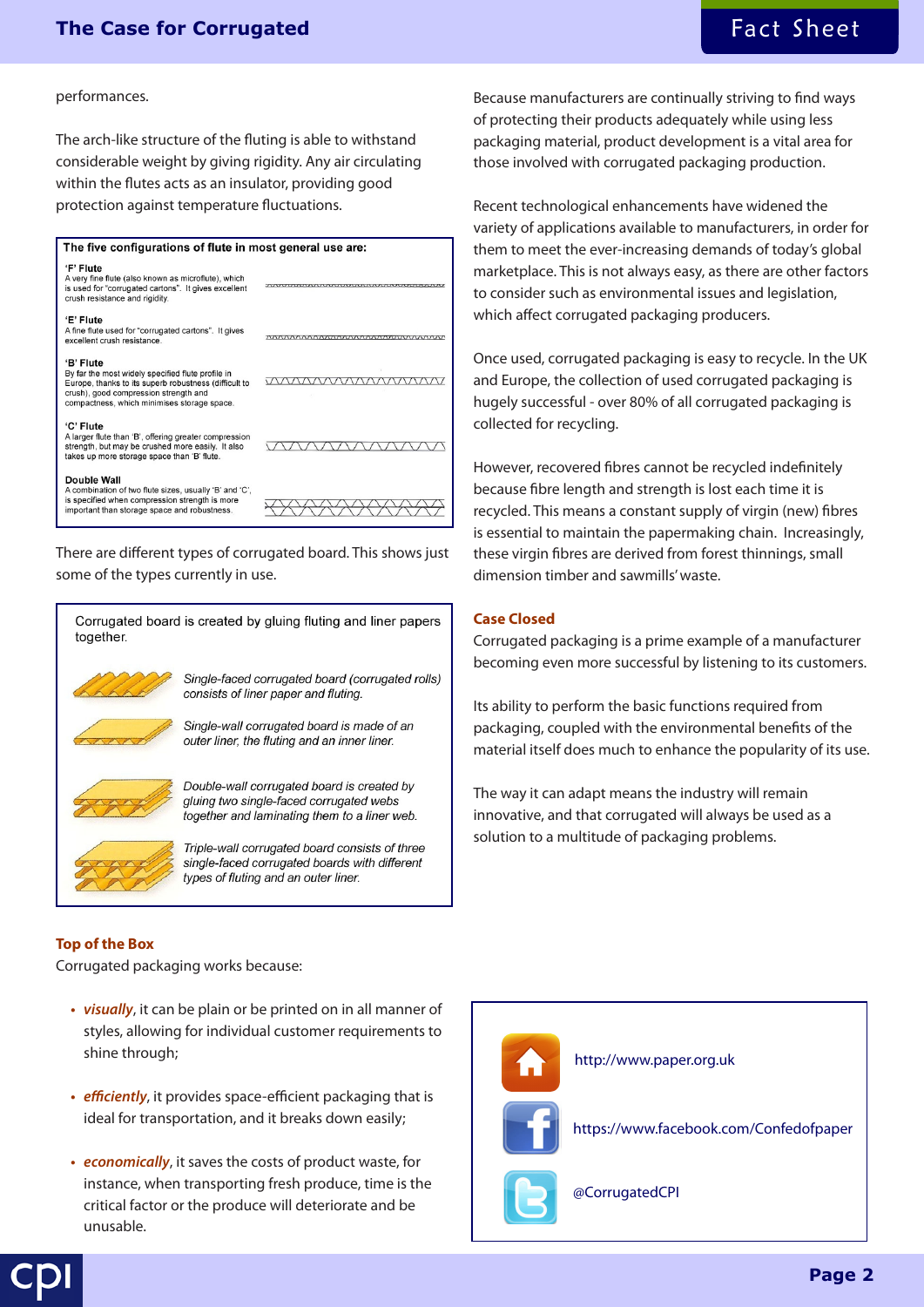performances.

The arch-like structure of the fluting is able to withstand considerable weight by giving rigidity. Any air circulating within the flutes acts as an insulator, providing good protection against temperature fluctuations.

**The five configurations of flute in most general use are:**

**'F' Flute**
A very fine flute (also known as microflute), which is used for "corrugated cartons". It gives excellent crush resistance and rigidity.

**'E' Flute**
A fine flute used for "corrugated cartons". It gives excellent crush resistance.

**'B' Flute**
By far the most widely specified flute profile in Europe, thanks to its superb robustness (difficult to crush), good compression strength and compactness, which minimises storage space.

**'C' Flute**
A larger flute than 'B', offering greater compression strength, but may be crushed more easily. It also takes up more storage space than 'B' flute.

**Double Wall**
A combination of two flute sizes, usually 'B' and 'C', is specified when compression strength is more important than storage space and robustness.

There are different types of corrugated board. This shows just some of the types currently in use.

Corrugated board is created by gluing fluting and liner papers together.

*Single-faced corrugated board (corrugated rolls) consists of liner paper and fluting.*

*Single-wall corrugated board is made of an outer liner, the fluting and an inner liner.*

*Double-wall corrugated board is created by gluing two single-faced corrugated webs together and laminating them to a liner web.*

*Triple-wall corrugated board consists of three single-faced corrugated boards with different types of fluting and an outer liner.*

## Top of the Box

Corrugated packaging works because:

- ***visually***, it can be plain or be printed on in all manner of styles, allowing for individual customer requirements to shine through;
- ***efficiently***, it provides space-efficient packaging that is ideal for transportation, and it breaks down easily;
- ***economically***, it saves the costs of product waste, for instance, when transporting fresh produce, time is the critical factor or the produce will deteriorate and be unusable.

Because manufacturers are continually striving to find ways of protecting their products adequately while using less packaging material, product development is a vital area for those involved with corrugated packaging production.

Recent technological enhancements have widened the variety of applications available to manufacturers, in order for them to meet the ever-increasing demands of today's global marketplace. This is not always easy, as there are other factors to consider such as environmental issues and legislation, which affect corrugated packaging producers.

Once used, corrugated packaging is easy to recycle. In the UK and Europe, the collection of used corrugated packaging is hugely successful - over 80% of all corrugated packaging is collected for recycling.

However, recovered fibres cannot be recycled indefinitely because fibre length and strength is lost each time it is recycled. This means a constant supply of virgin (new) fibres is essential to maintain the papermaking chain. Increasingly, these virgin fibres are derived from forest thinnings, small dimension timber and sawmills' waste.

## Case Closed

Corrugated packaging is a prime example of a manufacturer becoming even more successful by listening to its customers.

Its ability to perform the basic functions required from packaging, coupled with the environmental benefits of the material itself does much to enhance the popularity of its use.

The way it can adapt means the industry will remain innovative, and that corrugated will always be used as a solution to a multitude of packaging problems.

http://www.paper.org.uk

https://www.facebook.com/Confedofpaper

@CorrugatedCPI